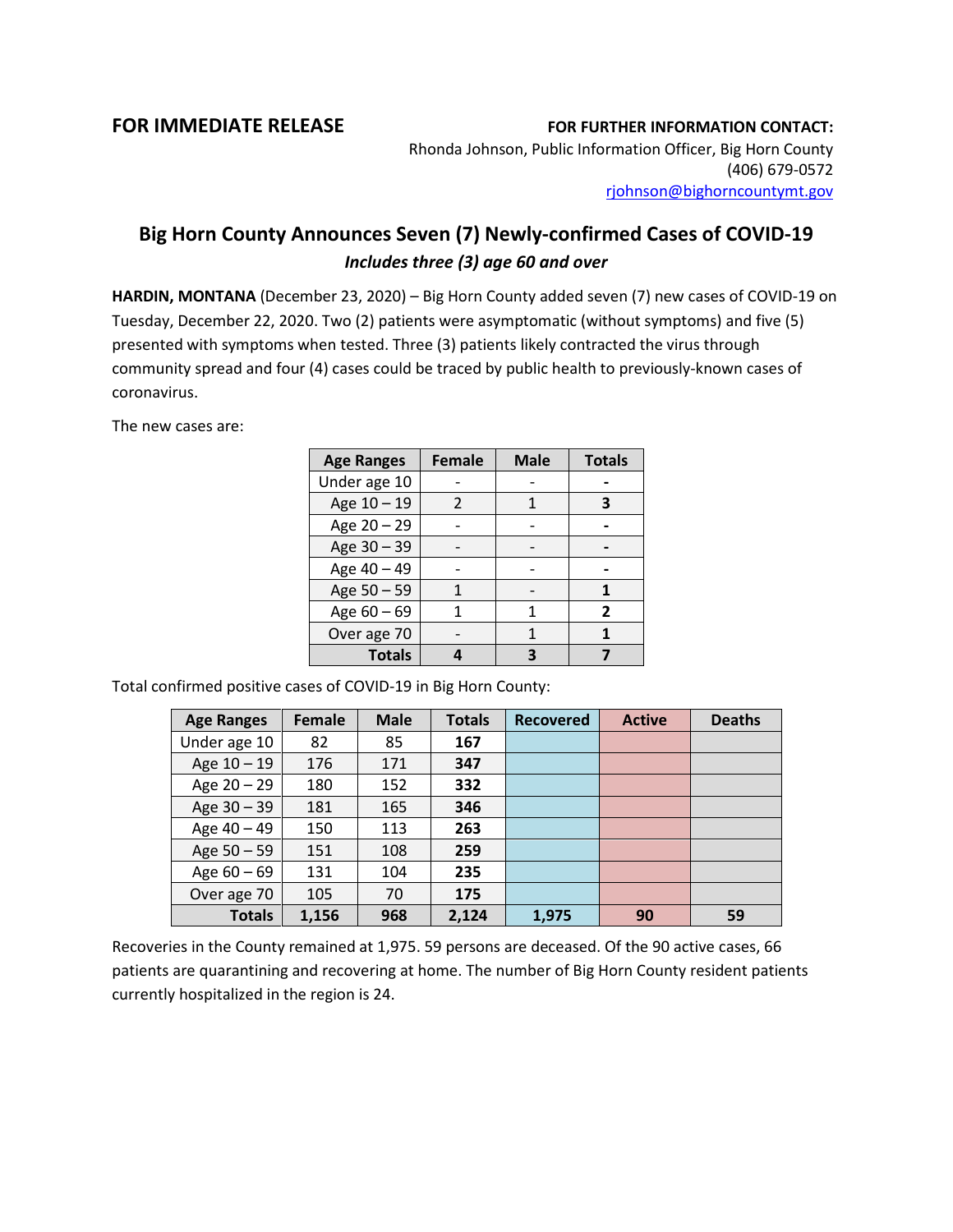**FOR IMMEDIATE RELEASE**

**FOR FURTHER INFORMATION CONTACT:**
Rhonda Johnson, Public Information Officer, Big Horn County
(406) 679-0572
rjohnson@bighorncountymt.gov

## Big Horn County Announces Seven (7) Newly-confirmed Cases of COVID-19

***Includes three (3) age 60 and over***

**HARDIN, MONTANA** (December 23, 2020) – Big Horn County added seven (7) new cases of COVID-19 on Tuesday, December 22, 2020. Two (2) patients were asymptomatic (without symptoms) and five (5) presented with symptoms when tested. Three (3) patients likely contracted the virus through community spread and four (4) cases could be traced by public health to previously-known cases of coronavirus.

The new cases are:

| Age Ranges | Female | Male | Totals |
|---|---|---|---|
| Under age 10 | - | - | **-** |
| Age 10 – 19 | 2 | 1 | **3** |
| Age 20 – 29 | - | - | **-** |
| Age 30 – 39 | - | - | **-** |
| Age 40 – 49 | - | - | **-** |
| Age 50 – 59 | 1 | - | **1** |
| Age 60 – 69 | 1 | 1 | **2** |
| Over age 70 | - | 1 | **1** |
| **Totals** | **4** | **3** | **7** |

Total confirmed positive cases of COVID-19 in Big Horn County:

| Age Ranges | Female | Male | Totals | Recovered | Active | Deaths |
|---|---|---|---|---|---|---|
| Under age 10 | 82 | 85 | **167** | | | |
| Age 10 – 19 | 176 | 171 | **347** | | | |
| Age 20 – 29 | 180 | 152 | **332** | | | |
| Age 30 – 39 | 181 | 165 | **346** | | | |
| Age 40 – 49 | 150 | 113 | **263** | | | |
| Age 50 – 59 | 151 | 108 | **259** | | | |
| Age 60 – 69 | 131 | 104 | **235** | | | |
| Over age 70 | 105 | 70 | **175** | | | |
| **Totals** | **1,156** | **968** | **2,124** | **1,975** | **90** | **59** |

Recoveries in the County remained at 1,975. 59 persons are deceased. Of the 90 active cases, 66 patients are quarantining and recovering at home. The number of Big Horn County resident patients currently hospitalized in the region is 24.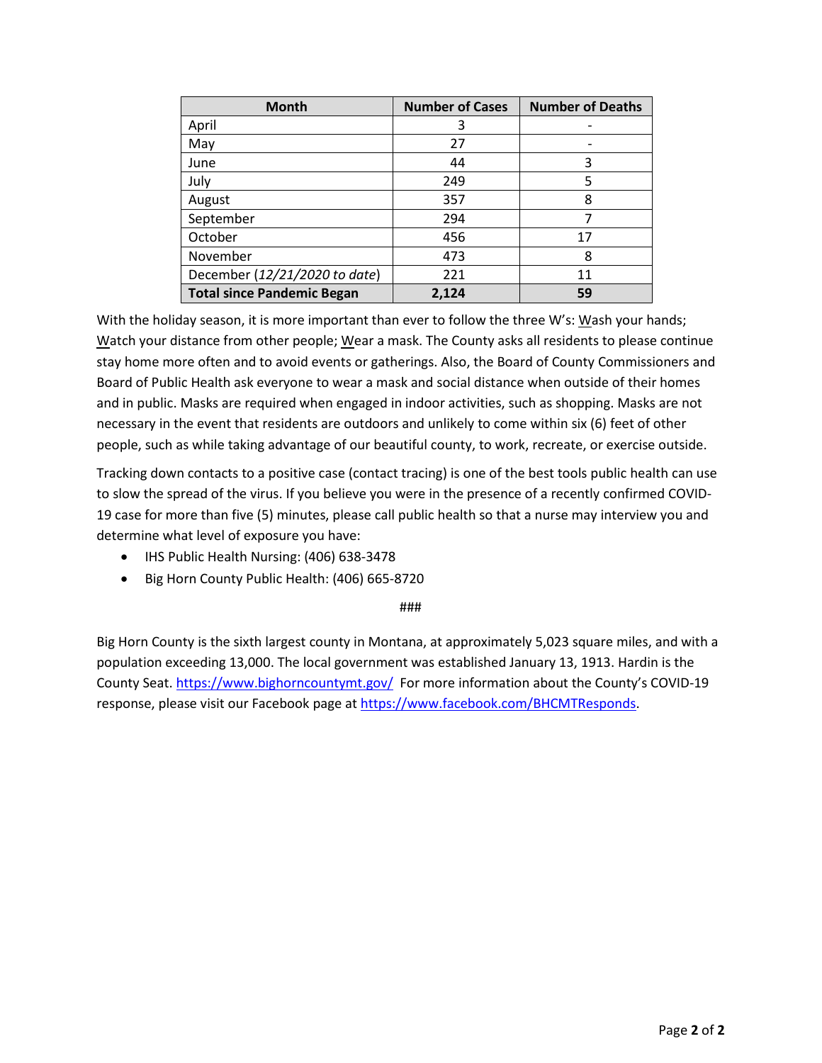| Month | Number of Cases | Number of Deaths |
| --- | --- | --- |
| April | 3 | - |
| May | 27 | - |
| June | 44 | 3 |
| July | 249 | 5 |
| August | 357 | 8 |
| September | 294 | 7 |
| October | 456 | 17 |
| November | 473 | 8 |
| December (*12/21/2020 to date*) | 221 | 11 |
| **Total since Pandemic Began** | **2,124** | **59** |

With the holiday season, it is more important than ever to follow the three W's: Wash your hands; Watch your distance from other people; Wear a mask. The County asks all residents to please continue stay home more often and to avoid events or gatherings. Also, the Board of County Commissioners and Board of Public Health ask everyone to wear a mask and social distance when outside of their homes and in public. Masks are required when engaged in indoor activities, such as shopping. Masks are not necessary in the event that residents are outdoors and unlikely to come within six (6) feet of other people, such as while taking advantage of our beautiful county, to work, recreate, or exercise outside.

Tracking down contacts to a positive case (contact tracing) is one of the best tools public health can use to slow the spread of the virus. If you believe you were in the presence of a recently confirmed COVID-19 case for more than five (5) minutes, please call public health so that a nurse may interview you and determine what level of exposure you have:

- IHS Public Health Nursing: (406) 638-3478
- Big Horn County Public Health: (406) 665-8720

###

Big Horn County is the sixth largest county in Montana, at approximately 5,023 square miles, and with a population exceeding 13,000. The local government was established January 13, 1913. Hardin is the County Seat. https://www.bighorncountymt.gov/ For more information about the County's COVID-19 response, please visit our Facebook page at https://www.facebook.com/BHCMTResponds.